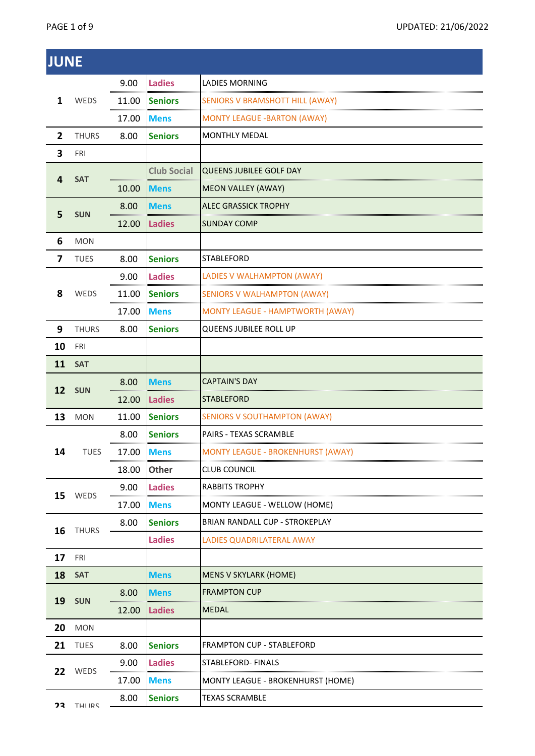UPDATED: 21/06/2022

# JUNE

| | | | | |
|---|---|---|---|---|
| **1** | WEDS | 9.00 | Ladies | LADIES MORNING |
| | | 11.00 | Seniors | SENIORS V BRAMSHOTT HILL (AWAY) |
| | | 17.00 | Mens | MONTY LEAGUE -BARTON (AWAY) |
| **2** | THURS | 8.00 | Seniors | MONTHLY MEDAL |
| **3** | FRI | | | |
| **4** | **SAT** | | Club Social | QUEENS JUBILEE GOLF DAY |
| | | 10.00 | Mens | MEON VALLEY (AWAY) |
| **5** | **SUN** | 8.00 | Mens | ALEC GRASSICK TROPHY |
| | | 12.00 | Ladies | SUNDAY COMP |
| **6** | MON | | | |
| **7** | TUES | 8.00 | Seniors | STABLEFORD |
| **8** | WEDS | 9.00 | Ladies | LADIES V WALHAMPTON (AWAY) |
| | | 11.00 | Seniors | SENIORS V WALHAMPTON (AWAY) |
| | | 17.00 | Mens | MONTY LEAGUE - HAMPTWORTH (AWAY) |
| **9** | THURS | 8.00 | Seniors | QUEENS JUBILEE ROLL UP |
| **10** | FRI | | | |
| **11** | **SAT** | | | |
| **12** | **SUN** | 8.00 | Mens | CAPTAIN'S DAY |
| | | 12.00 | Ladies | STABLEFORD |
| **13** | MON | 11.00 | Seniors | SENIORS V SOUTHAMPTON (AWAY) |
| **14** | TUES | 8.00 | Seniors | PAIRS - TEXAS SCRAMBLE |
| | | 17.00 | Mens | MONTY LEAGUE - BROKENHURST (AWAY) |
| | | 18.00 | Other | CLUB COUNCIL |
| **15** | WEDS | 9.00 | Ladies | RABBITS TROPHY |
| | | 17.00 | Mens | MONTY LEAGUE - WELLOW (HOME) |
| **16** | THURS | 8.00 | Seniors | BRIAN RANDALL CUP - STROKEPLAY |
| | | | Ladies | LADIES QUADRILATERAL AWAY |
| **17** | FRI | | | |
| **18** | **SAT** | | Mens | MENS V SKYLARK (HOME) |
| **19** | **SUN** | 8.00 | Mens | FRAMPTON CUP |
| | | 12.00 | Ladies | MEDAL |
| **20** | MON | | | |
| **21** | TUES | 8.00 | Seniors | FRAMPTON CUP - STABLEFORD |
| **22** | WEDS | 9.00 | Ladies | STABLEFORD- FINALS |
| | | 17.00 | Mens | MONTY LEAGUE - BROKENHURST (HOME) |
| **23** | THURS | 8.00 | Seniors | TEXAS SCRAMBLE |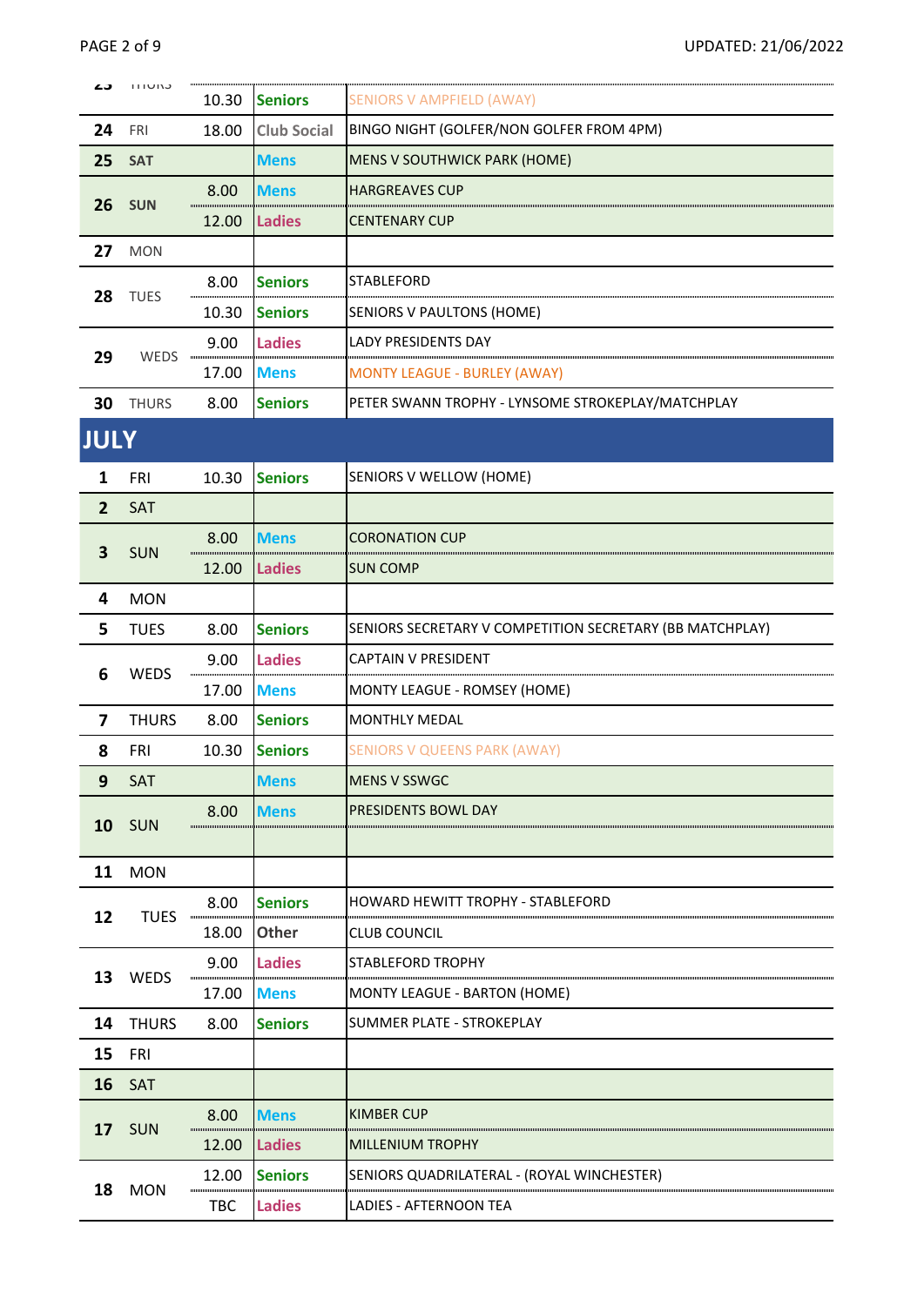| | | | | |
|---|---|---|---|---|
| 23 | THURS | 10.30 | Seniors | SENIORS V AMPFIELD (AWAY) |
| 24 | FRI | 18.00 | Club Social | BINGO NIGHT (GOLFER/NON GOLFER FROM 4PM) |
| 25 | SAT | | Mens | MENS V SOUTHWICK PARK (HOME) |
| 26 | SUN | 8.00 | Mens | HARGREAVES CUP |
| | | 12.00 | Ladies | CENTENARY CUP |
| 27 | MON | | | |
| 28 | TUES | 8.00 | Seniors | STABLEFORD |
| | | 10.30 | Seniors | SENIORS V PAULTONS (HOME) |
| 29 | WEDS | 9.00 | Ladies | LADY PRESIDENTS DAY |
| | | 17.00 | Mens | MONTY LEAGUE - BURLEY (AWAY) |
| 30 | THURS | 8.00 | Seniors | PETER SWANN TROPHY - LYNSOME STROKEPLAY/MATCHPLAY |

## JULY

| | | | | |
|---|---|---|---|---|
| 1 | FRI | 10.30 | Seniors | SENIORS V WELLOW (HOME) |
| 2 | SAT | | | |
| 3 | SUN | 8.00 | Mens | CORONATION CUP |
| | | 12.00 | Ladies | SUN COMP |
| 4 | MON | | | |
| 5 | TUES | 8.00 | Seniors | SENIORS SECRETARY V COMPETITION SECRETARY (BB MATCHPLAY) |
| 6 | WEDS | 9.00 | Ladies | CAPTAIN V PRESIDENT |
| | | 17.00 | Mens | MONTY LEAGUE - ROMSEY (HOME) |
| 7 | THURS | 8.00 | Seniors | MONTHLY MEDAL |
| 8 | FRI | 10.30 | Seniors | SENIORS V QUEENS PARK (AWAY) |
| 9 | SAT | | Mens | MENS V SSWGC |
| 10 | SUN | 8.00 | Mens | PRESIDENTS BOWL DAY |
| | | | | |
| 11 | MON | | | |
| 12 | TUES | 8.00 | Seniors | HOWARD HEWITT TROPHY - STABLEFORD |
| | | 18.00 | Other | CLUB COUNCIL |
| 13 | WEDS | 9.00 | Ladies | STABLEFORD TROPHY |
| | | 17.00 | Mens | MONTY LEAGUE - BARTON (HOME) |
| 14 | THURS | 8.00 | Seniors | SUMMER PLATE - STROKEPLAY |
| 15 | FRI | | | |
| 16 | SAT | | | |
| 17 | SUN | 8.00 | Mens | KIMBER CUP |
| | | 12.00 | Ladies | MILLENIUM TROPHY |
| 18 | MON | 12.00 | Seniors | SENIORS QUADRILATERAL - (ROYAL WINCHESTER) |
| | | TBC | Ladies | LADIES - AFTERNOON TEA |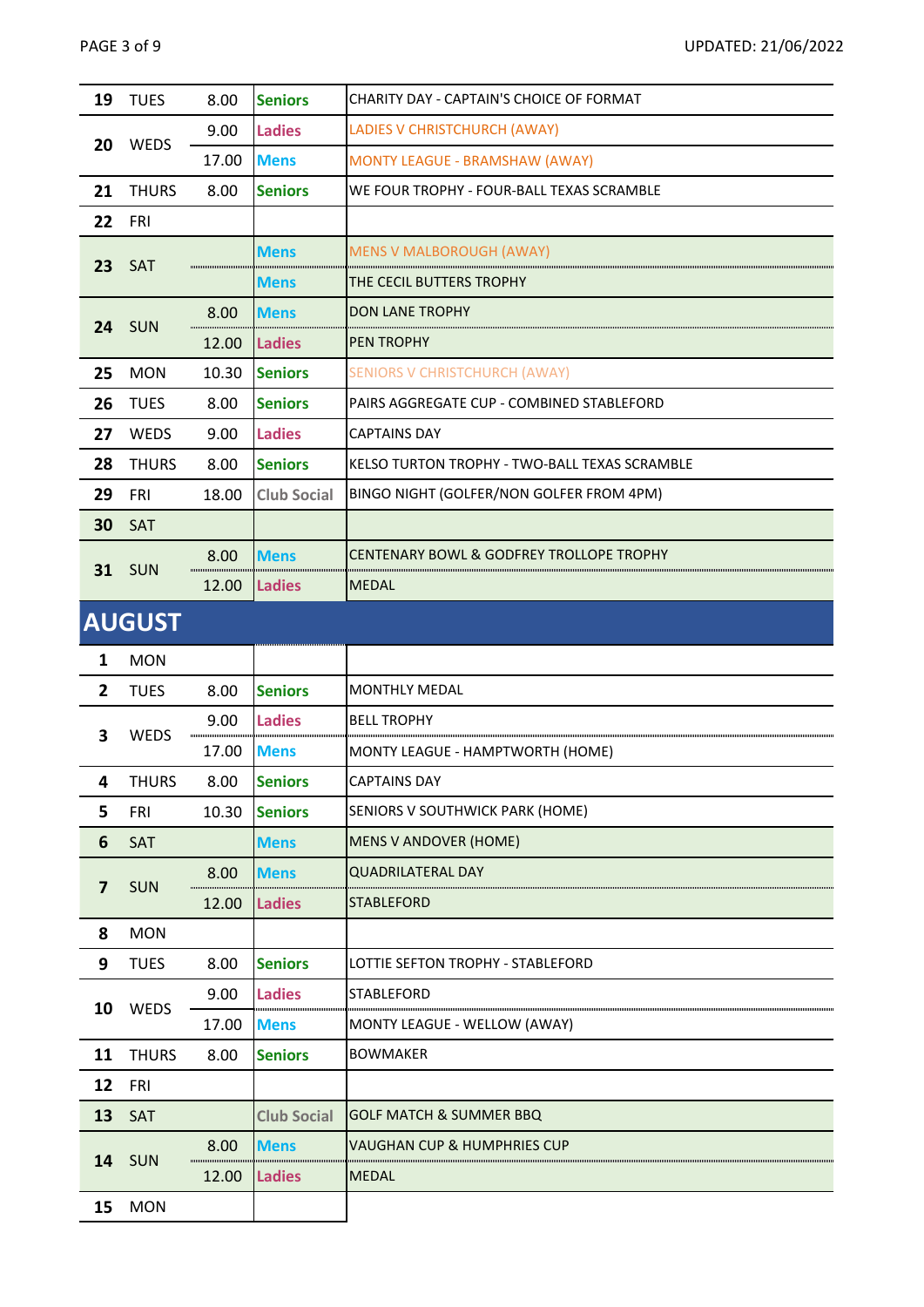| | | | | |
|---|---|---|---|---|
| 19 | TUES | 8.00 | Seniors | CHARITY DAY - CAPTAIN'S CHOICE OF FORMAT |
| 20 | WEDS | 9.00 | Ladies | LADIES V CHRISTCHURCH (AWAY) |
| | | 17.00 | Mens | MONTY LEAGUE - BRAMSHAW (AWAY) |
| 21 | THURS | 8.00 | Seniors | WE FOUR TROPHY - FOUR-BALL TEXAS SCRAMBLE |
| 22 | FRI | | | |
| 23 | SAT | | Mens | MENS V MALBOROUGH (AWAY) |
| | | | Mens | THE CECIL BUTTERS TROPHY |
| 24 | SUN | 8.00 | Mens | DON LANE TROPHY |
| | | 12.00 | Ladies | PEN TROPHY |
| 25 | MON | 10.30 | Seniors | SENIORS V CHRISTCHURCH (AWAY) |
| 26 | TUES | 8.00 | Seniors | PAIRS AGGREGATE CUP - COMBINED STABLEFORD |
| 27 | WEDS | 9.00 | Ladies | CAPTAINS DAY |
| 28 | THURS | 8.00 | Seniors | KELSO TURTON TROPHY - TWO-BALL TEXAS SCRAMBLE |
| 29 | FRI | 18.00 | Club Social | BINGO NIGHT (GOLFER/NON GOLFER FROM 4PM) |
| 30 | SAT | | | |
| 31 | SUN | 8.00 | Mens | CENTENARY BOWL & GODFREY TROLLOPE TROPHY |
| | | 12.00 | Ladies | MEDAL |

## AUGUST

| | | | | |
|---|---|---|---|---|
| 1 | MON | | | |
| 2 | TUES | 8.00 | Seniors | MONTHLY MEDAL |
| 3 | WEDS | 9.00 | Ladies | BELL TROPHY |
| | | 17.00 | Mens | MONTY LEAGUE - HAMPTWORTH (HOME) |
| 4 | THURS | 8.00 | Seniors | CAPTAINS DAY |
| 5 | FRI | 10.30 | Seniors | SENIORS V SOUTHWICK PARK (HOME) |
| 6 | SAT | | Mens | MENS V ANDOVER (HOME) |
| 7 | SUN | 8.00 | Mens | QUADRILATERAL DAY |
| | | 12.00 | Ladies | STABLEFORD |
| 8 | MON | | | |
| 9 | TUES | 8.00 | Seniors | LOTTIE SEFTON TROPHY - STABLEFORD |
| 10 | WEDS | 9.00 | Ladies | STABLEFORD |
| | | 17.00 | Mens | MONTY LEAGUE - WELLOW (AWAY) |
| 11 | THURS | 8.00 | Seniors | BOWMAKER |
| 12 | FRI | | | |
| 13 | SAT | | Club Social | GOLF MATCH & SUMMER BBQ |
| 14 | SUN | 8.00 | Mens | VAUGHAN CUP & HUMPHRIES CUP |
| | | 12.00 | Ladies | MEDAL |
| 15 | MON | | | |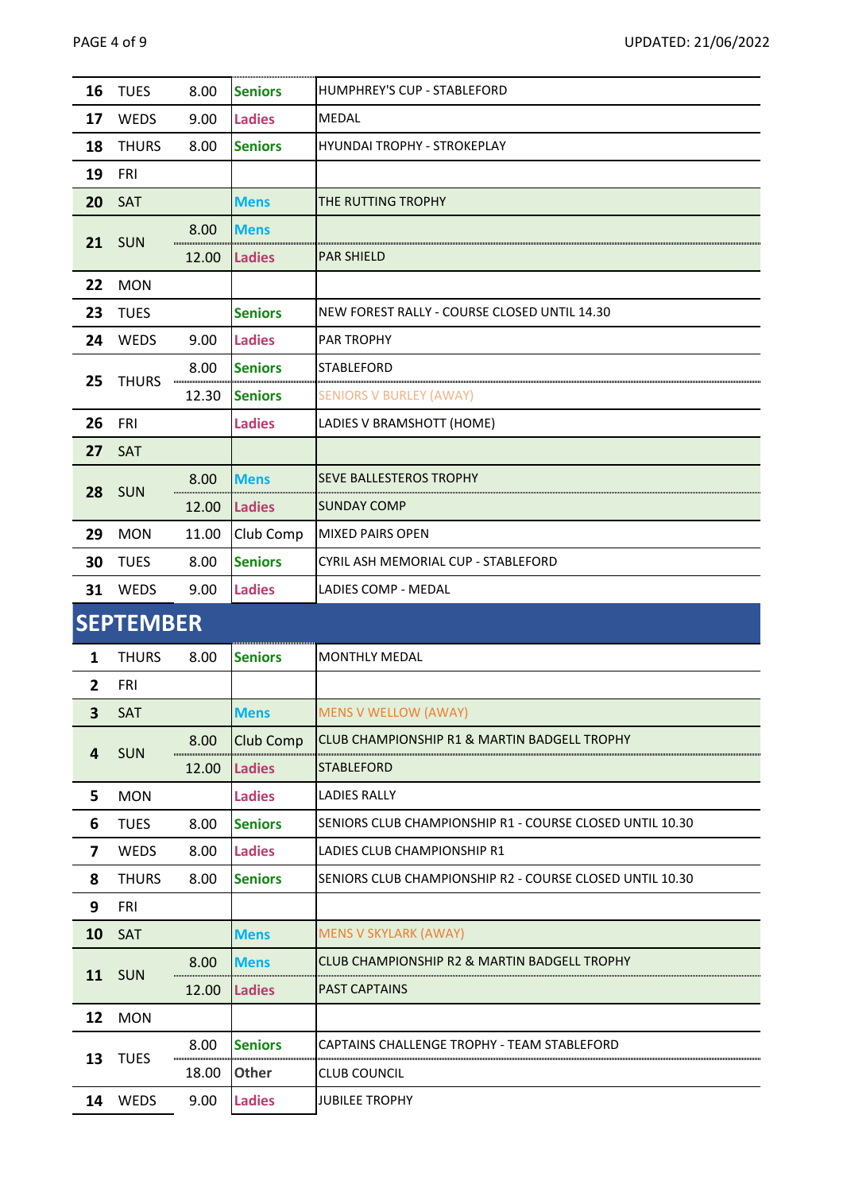| | | | | |
|---|---|---|---|---|
| 16 | TUES | 8.00 | Seniors | HUMPHREY'S CUP - STABLEFORD |
| 17 | WEDS | 9.00 | Ladies | MEDAL |
| 18 | THURS | 8.00 | Seniors | HYUNDAI TROPHY - STROKEPLAY |
| 19 | FRI | | | |
| 20 | SAT | | Mens | THE RUTTING TROPHY |
| 21 | SUN | 8.00 | Mens | |
| | | 12.00 | Ladies | PAR SHIELD |
| 22 | MON | | | |
| 23 | TUES | | Seniors | NEW FOREST RALLY - COURSE CLOSED UNTIL 14.30 |
| 24 | WEDS | 9.00 | Ladies | PAR TROPHY |
| 25 | THURS | 8.00 | Seniors | STABLEFORD |
| | | 12.30 | Seniors | SENIORS V BURLEY (AWAY) |
| 26 | FRI | | Ladies | LADIES V BRAMSHOTT (HOME) |
| 27 | SAT | | | |
| 28 | SUN | 8.00 | Mens | SEVE BALLESTEROS TROPHY |
| | | 12.00 | Ladies | SUNDAY COMP |
| 29 | MON | 11.00 | Club Comp | MIXED PAIRS OPEN |
| 30 | TUES | 8.00 | Seniors | CYRIL ASH MEMORIAL CUP - STABLEFORD |
| 31 | WEDS | 9.00 | Ladies | LADIES COMP - MEDAL |

## SEPTEMBER

| | | | | |
|---|---|---|---|---|
| 1 | THURS | 8.00 | Seniors | MONTHLY MEDAL |
| 2 | FRI | | | |
| 3 | SAT | | Mens | MENS V WELLOW (AWAY) |
| 4 | SUN | 8.00 | Club Comp | CLUB CHAMPIONSHIP R1 & MARTIN BADGELL TROPHY |
| | | 12.00 | Ladies | STABLEFORD |
| 5 | MON | | Ladies | LADIES RALLY |
| 6 | TUES | 8.00 | Seniors | SENIORS CLUB CHAMPIONSHIP R1 - COURSE CLOSED UNTIL 10.30 |
| 7 | WEDS | 8.00 | Ladies | LADIES CLUB CHAMPIONSHIP R1 |
| 8 | THURS | 8.00 | Seniors | SENIORS CLUB CHAMPIONSHIP R2 - COURSE CLOSED UNTIL 10.30 |
| 9 | FRI | | | |
| 10 | SAT | | Mens | MENS V SKYLARK (AWAY) |
| 11 | SUN | 8.00 | Mens | CLUB CHAMPIONSHIP R2 & MARTIN BADGELL TROPHY |
| | | 12.00 | Ladies | PAST CAPTAINS |
| 12 | MON | | | |
| 13 | TUES | 8.00 | Seniors | CAPTAINS CHALLENGE TROPHY - TEAM STABLEFORD |
| | | 18.00 | Other | CLUB COUNCIL |
| 14 | WEDS | 9.00 | Ladies | JUBILEE TROPHY |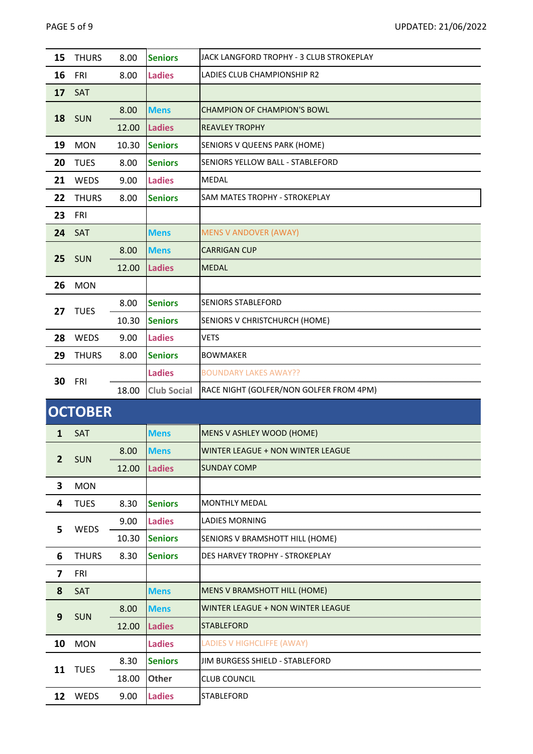| | | | | |
|---|---|---|---|---|
| 15 | THURS | 8.00 | Seniors | JACK LANGFORD TROPHY - 3 CLUB STROKEPLAY |
| 16 | FRI | 8.00 | Ladies | LADIES CLUB CHAMPIONSHIP R2 |
| 17 | SAT | | | |
| 18 | SUN | 8.00 | Mens | CHAMPION OF CHAMPION'S BOWL |
| | | 12.00 | Ladies | REAVLEY TROPHY |
| 19 | MON | 10.30 | Seniors | SENIORS V QUEENS PARK (HOME) |
| 20 | TUES | 8.00 | Seniors | SENIORS YELLOW BALL - STABLEFORD |
| 21 | WEDS | 9.00 | Ladies | MEDAL |
| 22 | THURS | 8.00 | Seniors | SAM MATES TROPHY - STROKEPLAY |
| 23 | FRI | | | |
| 24 | SAT | | Mens | MENS V ANDOVER (AWAY) |
| 25 | SUN | 8.00 | Mens | CARRIGAN CUP |
| | | 12.00 | Ladies | MEDAL |
| 26 | MON | | | |
| 27 | TUES | 8.00 | Seniors | SENIORS STABLEFORD |
| | | 10.30 | Seniors | SENIORS V CHRISTCHURCH (HOME) |
| 28 | WEDS | 9.00 | Ladies | VETS |
| 29 | THURS | 8.00 | Seniors | BOWMAKER |
| 30 | FRI | | Ladies | BOUNDARY LAKES AWAY?? |
| | | 18.00 | Club Social | RACE NIGHT (GOLFER/NON GOLFER FROM 4PM) |

## OCTOBER

| | | | | |
|---|---|---|---|---|
| 1 | SAT | | Mens | MENS V ASHLEY WOOD (HOME) |
| 2 | SUN | 8.00 | Mens | WINTER LEAGUE + NON WINTER LEAGUE |
| | | 12.00 | Ladies | SUNDAY COMP |
| 3 | MON | | | |
| 4 | TUES | 8.30 | Seniors | MONTHLY MEDAL |
| 5 | WEDS | 9.00 | Ladies | LADIES MORNING |
| | | 10.30 | Seniors | SENIORS V BRAMSHOTT HILL (HOME) |
| 6 | THURS | 8.30 | Seniors | DES HARVEY TROPHY - STROKEPLAY |
| 7 | FRI | | | |
| 8 | SAT | | Mens | MENS V BRAMSHOTT HILL (HOME) |
| 9 | SUN | 8.00 | Mens | WINTER LEAGUE + NON WINTER LEAGUE |
| | | 12.00 | Ladies | STABLEFORD |
| 10 | MON | | Ladies | LADIES V HIGHCLIFFE (AWAY) |
| 11 | TUES | 8.30 | Seniors | JIM BURGESS SHIELD - STABLEFORD |
| | | 18.00 | Other | CLUB COUNCIL |
| 12 | WEDS | 9.00 | Ladies | STABLEFORD |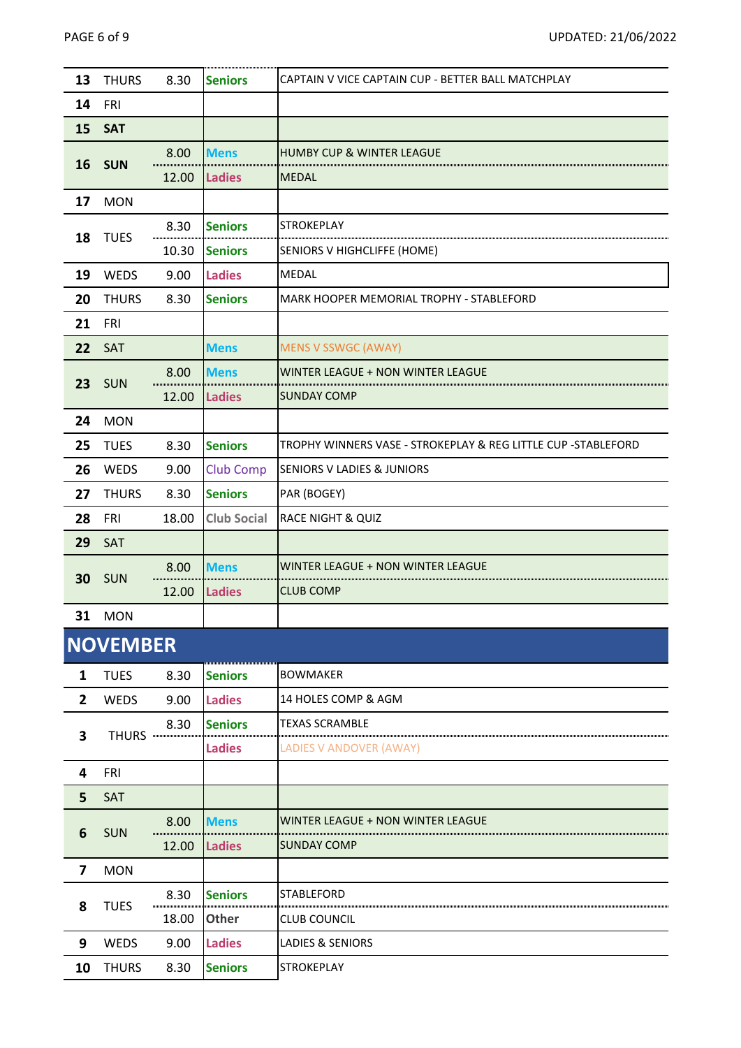| | | | | |
|---|---|---|---|---|
| 13 | THURS | 8.30 | Seniors | CAPTAIN V VICE CAPTAIN CUP - BETTER BALL MATCHPLAY |
| 14 | FRI | | | |
| 15 | SAT | | | |
| 16 | SUN | 8.00 | Mens | HUMBY CUP & WINTER LEAGUE |
| | | 12.00 | Ladies | MEDAL |
| 17 | MON | | | |
| 18 | TUES | 8.30 | Seniors | STROKEPLAY |
| | | 10.30 | Seniors | SENIORS V HIGHCLIFFE (HOME) |
| 19 | WEDS | 9.00 | Ladies | MEDAL |
| 20 | THURS | 8.30 | Seniors | MARK HOOPER MEMORIAL TROPHY - STABLEFORD |
| 21 | FRI | | | |
| 22 | SAT | | Mens | MENS V SSWGC (AWAY) |
| 23 | SUN | 8.00 | Mens | WINTER LEAGUE + NON WINTER LEAGUE |
| | | 12.00 | Ladies | SUNDAY COMP |
| 24 | MON | | | |
| 25 | TUES | 8.30 | Seniors | TROPHY WINNERS VASE - STROKEPLAY & REG LITTLE CUP -STABLEFORD |
| 26 | WEDS | 9.00 | Club Comp | SENIORS V LADIES & JUNIORS |
| 27 | THURS | 8.30 | Seniors | PAR (BOGEY) |
| 28 | FRI | 18.00 | Club Social | RACE NIGHT & QUIZ |
| 29 | SAT | | | |
| 30 | SUN | 8.00 | Mens | WINTER LEAGUE + NON WINTER LEAGUE |
| | | 12.00 | Ladies | CLUB COMP |
| 31 | MON | | | |

## NOVEMBER

| | | | | |
|---|---|---|---|---|
| 1 | TUES | 8.30 | Seniors | BOWMAKER |
| 2 | WEDS | 9.00 | Ladies | 14 HOLES COMP & AGM |
| 3 | THURS | 8.30 | Seniors | TEXAS SCRAMBLE |
| | | | Ladies | LADIES V ANDOVER (AWAY) |
| 4 | FRI | | | |
| 5 | SAT | | | |
| 6 | SUN | 8.00 | Mens | WINTER LEAGUE + NON WINTER LEAGUE |
| | | 12.00 | Ladies | SUNDAY COMP |
| 7 | MON | | | |
| 8 | TUES | 8.30 | Seniors | STABLEFORD |
| | | 18.00 | Other | CLUB COUNCIL |
| 9 | WEDS | 9.00 | Ladies | LADIES & SENIORS |
| 10 | THURS | 8.30 | Seniors | STROKEPLAY |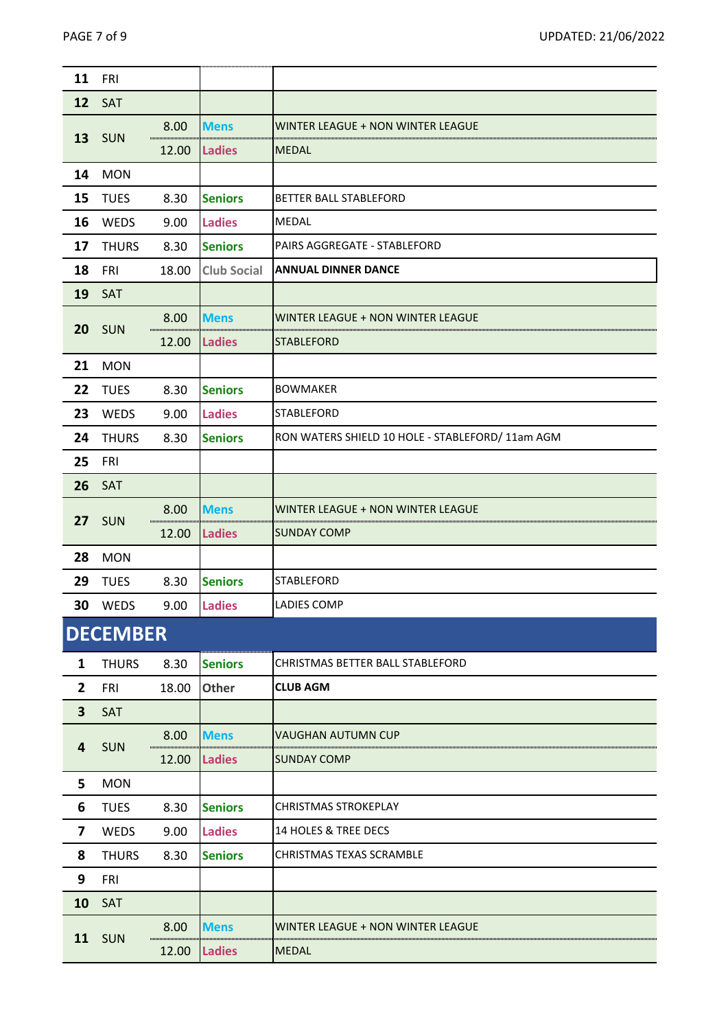| | | | | |
|---|---|---|---|---|
| 11 | FRI | | | |
| 12 | SAT | | | |
| 13 | SUN | 8.00 | Mens | WINTER LEAGUE + NON WINTER LEAGUE |
| | | 12.00 | Ladies | MEDAL |
| 14 | MON | | | |
| 15 | TUES | 8.30 | Seniors | BETTER BALL STABLEFORD |
| 16 | WEDS | 9.00 | Ladies | MEDAL |
| 17 | THURS | 8.30 | Seniors | PAIRS AGGREGATE - STABLEFORD |
| 18 | FRI | 18.00 | Club Social | **ANNUAL DINNER DANCE** |
| 19 | SAT | | | |
| 20 | SUN | 8.00 | Mens | WINTER LEAGUE + NON WINTER LEAGUE |
| | | 12.00 | Ladies | STABLEFORD |
| 21 | MON | | | |
| 22 | TUES | 8.30 | Seniors | BOWMAKER |
| 23 | WEDS | 9.00 | Ladies | STABLEFORD |
| 24 | THURS | 8.30 | Seniors | RON WATERS SHIELD 10 HOLE - STABLEFORD/ 11am AGM |
| 25 | FRI | | | |
| 26 | SAT | | | |
| 27 | SUN | 8.00 | Mens | WINTER LEAGUE + NON WINTER LEAGUE |
| | | 12.00 | Ladies | SUNDAY COMP |
| 28 | MON | | | |
| 29 | TUES | 8.30 | Seniors | STABLEFORD |
| 30 | WEDS | 9.00 | Ladies | LADIES COMP |

## DECEMBER

| | | | | |
|---|---|---|---|---|
| 1 | THURS | 8.30 | Seniors | CHRISTMAS BETTER BALL STABLEFORD |
| 2 | FRI | 18.00 | Other | **CLUB AGM** |
| 3 | SAT | | | |
| 4 | SUN | 8.00 | Mens | VAUGHAN AUTUMN CUP |
| | | 12.00 | Ladies | SUNDAY COMP |
| 5 | MON | | | |
| 6 | TUES | 8.30 | Seniors | CHRISTMAS STROKEPLAY |
| 7 | WEDS | 9.00 | Ladies | 14 HOLES & TREE DECS |
| 8 | THURS | 8.30 | Seniors | CHRISTMAS TEXAS SCRAMBLE |
| 9 | FRI | | | |
| 10 | SAT | | | |
| 11 | SUN | 8.00 | Mens | WINTER LEAGUE + NON WINTER LEAGUE |
| | | 12.00 | Ladies | MEDAL |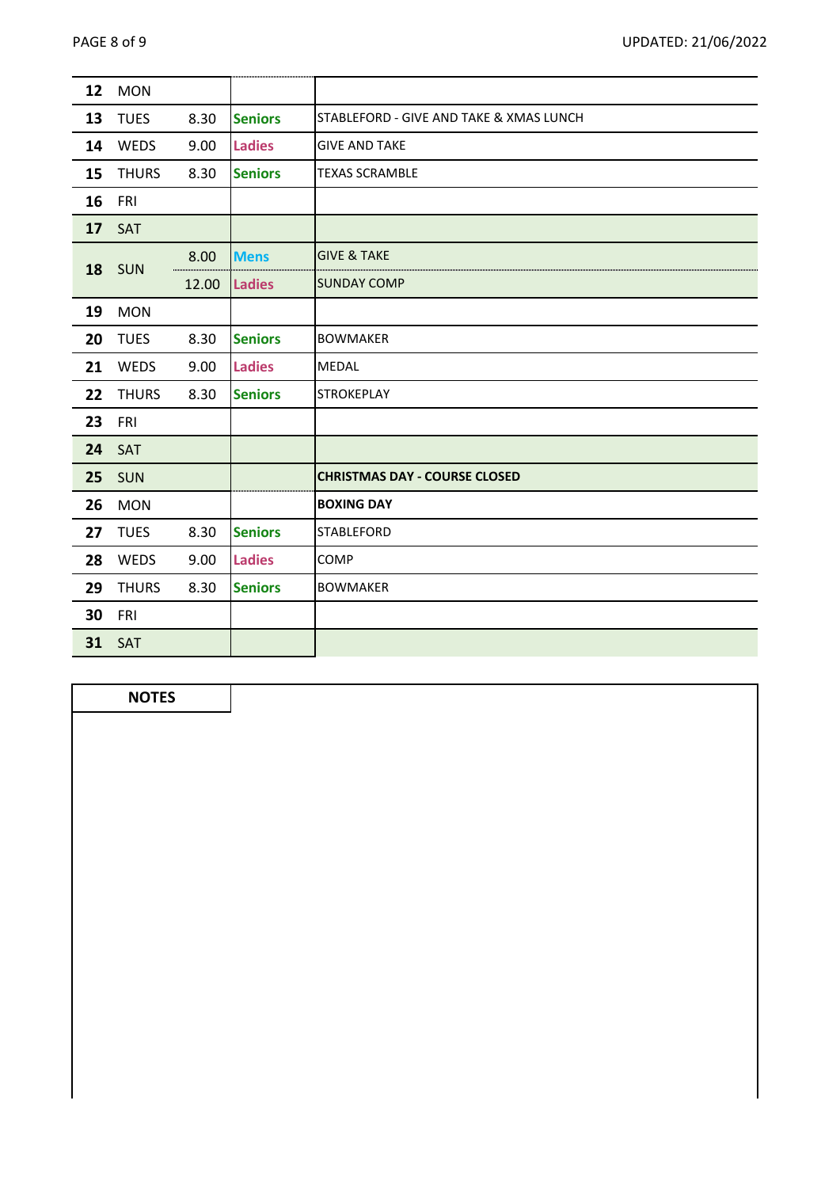| | | | | |
|---|---|---|---|---|
| 12 | MON | | | |
| 13 | TUES | 8.30 | Seniors | STABLEFORD - GIVE AND TAKE & XMAS LUNCH |
| 14 | WEDS | 9.00 | Ladies | GIVE AND TAKE |
| 15 | THURS | 8.30 | Seniors | TEXAS SCRAMBLE |
| 16 | FRI | | | |
| 17 | SAT | | | |
| 18 | SUN | 8.00 | Mens | GIVE & TAKE |
| | | 12.00 | Ladies | SUNDAY COMP |
| 19 | MON | | | |
| 20 | TUES | 8.30 | Seniors | BOWMAKER |
| 21 | WEDS | 9.00 | Ladies | MEDAL |
| 22 | THURS | 8.30 | Seniors | STROKEPLAY |
| 23 | FRI | | | |
| 24 | SAT | | | |
| 25 | SUN | | | **CHRISTMAS DAY - COURSE CLOSED** |
| 26 | MON | | | **BOXING DAY** |
| 27 | TUES | 8.30 | Seniors | STABLEFORD |
| 28 | WEDS | 9.00 | Ladies | COMP |
| 29 | THURS | 8.30 | Seniors | BOWMAKER |
| 30 | FRI | | | |
| 31 | SAT | | | |

**NOTES**